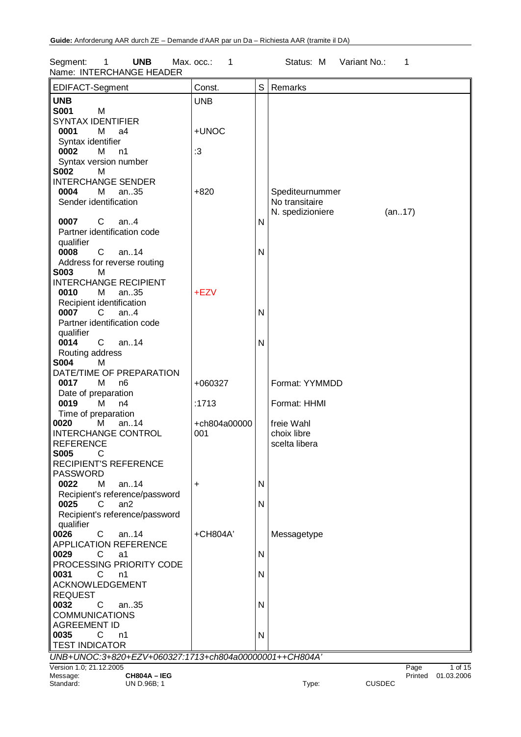Guide: Anforderung AAR durch ZE – Demande d'AAR par un Da – Richiesta AAR (tramite il DA)

Segment: 1 **UNB** Max. occ.: 1 Status: M Variant No.: 1
Name: INTERCHANGE HEADER

| EDIFACT-Segment | Const. | S | Remarks |
|---|---|---|---|
| **UNB** | UNB | | |
| **S001** M SYNTAX IDENTIFIER | | | |
| **0001** M a4 Syntax identifier | +UNOC | | |
| **0002** M n1 Syntax version number | :3 | | |
| **S002** M INTERCHANGE SENDER | | | |
| **0004** M an..35 Sender identification | +820 | | Spediteurnummer No transitaire N. spedizioniere (an..17) |
| **0007** C an..4 Partner identification code qualifier | | N | |
| **0008** C an..14 Address for reverse routing | | N | |
| **S003** M INTERCHANGE RECIPIENT | | | |
| **0010** M an..35 Recipient identification | +EZV | | |
| **0007** C an..4 Partner identification code qualifier | | N | |
| **0014** C an..14 Routing address | | N | |
| **S004** M DATE/TIME OF PREPARATION | | | |
| **0017** M n6 Date of preparation | +060327 | | Format: YYMMDD |
| **0019** M n4 Time of preparation | :1713 | | Format: HHMI |
| **0020** M an..14 INTERCHANGE CONTROL REFERENCE | +ch804a00000001 | | freie Wahl choix libre scelta libera |
| **S005** C RECIPIENT'S REFERENCE PASSWORD | | | |
| **0022** M an..14 Recipient's reference/password | + | N | |
| **0025** C an2 Recipient's reference/password qualifier | | N | |
| **0026** C an..14 APPLICATION REFERENCE | +CH804A' | | Messagetype |
| **0029** C a1 PROCESSING PRIORITY CODE | | N | |
| **0031** C n1 ACKNOWLEDGEMENT REQUEST | | N | |
| **0032** C an..35 COMMUNICATIONS AGREEMENT ID | | N | |
| **0035** C n1 TEST INDICATOR | | N | |

*UNB+UNOC:3+820+EZV+060327:1713+ch804a00000001++CH804A'*

Version 1.0; 21.12.2005
Message: **CH804A – IEG**
Standard: UN D.96B; 1 Type: CUSDEC
Printed 01.03.2006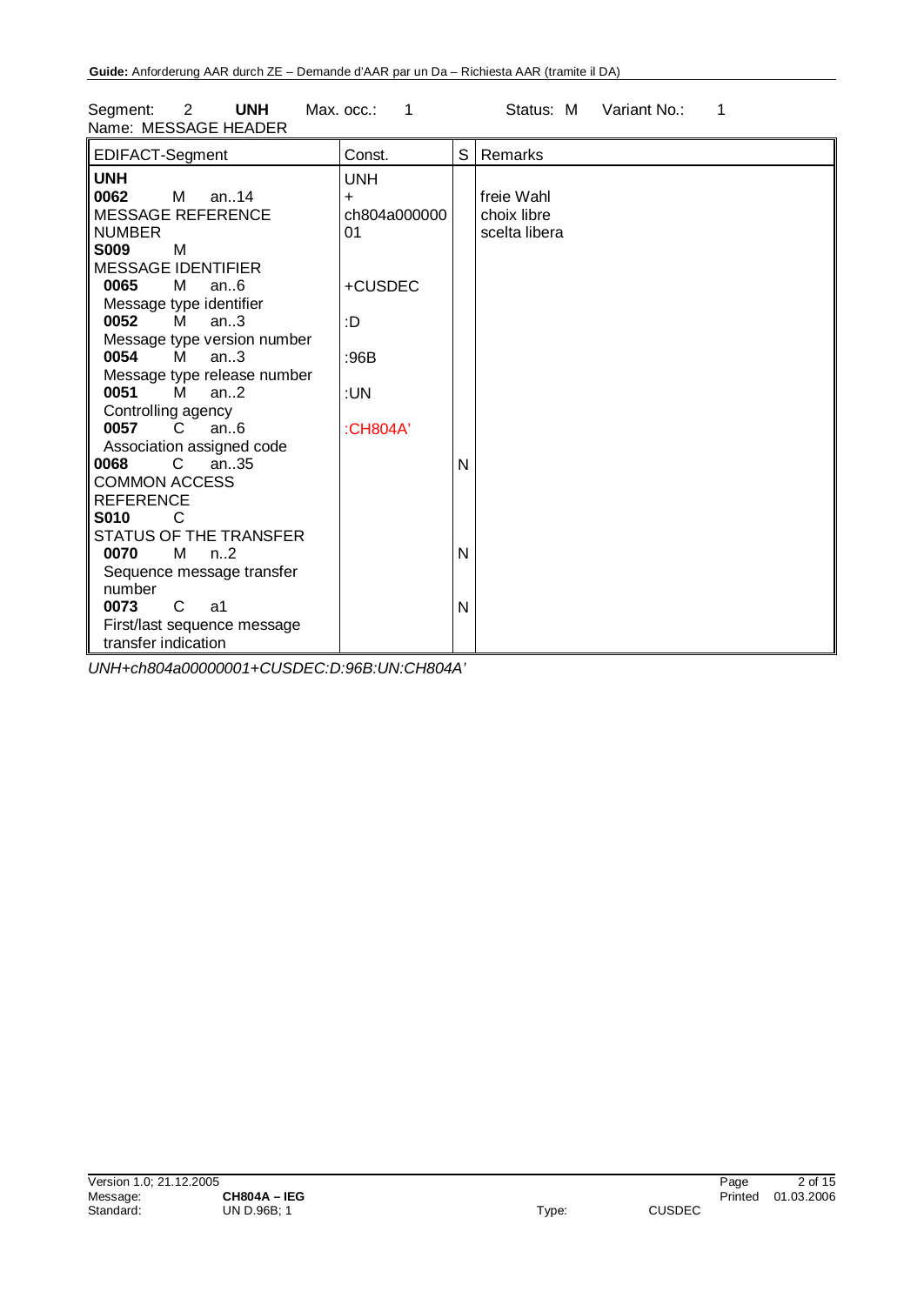Segment: 2 **UNH** Max. occ.: 1 Status: M Variant No.: 1

Name: MESSAGE HEADER

| EDIFACT-Segment | Const. | S | Remarks |
|---|---|---|---|
| **UNH** | UNH | | |
| **0062** M an..14 MESSAGE REFERENCE NUMBER | + ch804a00000001 | | freie Wahl choix libre scelta libera |
| **S009** M MESSAGE IDENTIFIER | | | |
| **0065** M an..6 Message type identifier | +CUSDEC | | |
| **0052** M an..3 Message type version number | :D | | |
| **0054** M an..3 Message type release number | :96B | | |
| **0051** M an..2 Controlling agency | :UN | | |
| **0057** C an..6 Association assigned code | :CH804A' | | |
| **0068** C an..35 COMMON ACCESS REFERENCE | | N | |
| **S010** C STATUS OF THE TRANSFER | | | |
| **0070** M n..2 Sequence message transfer number | | N | |
| **0073** C a1 First/last sequence message transfer indication | | N | |

*UNH+ch804a00000001+CUSDEC:D:96B:UN:CH804A'*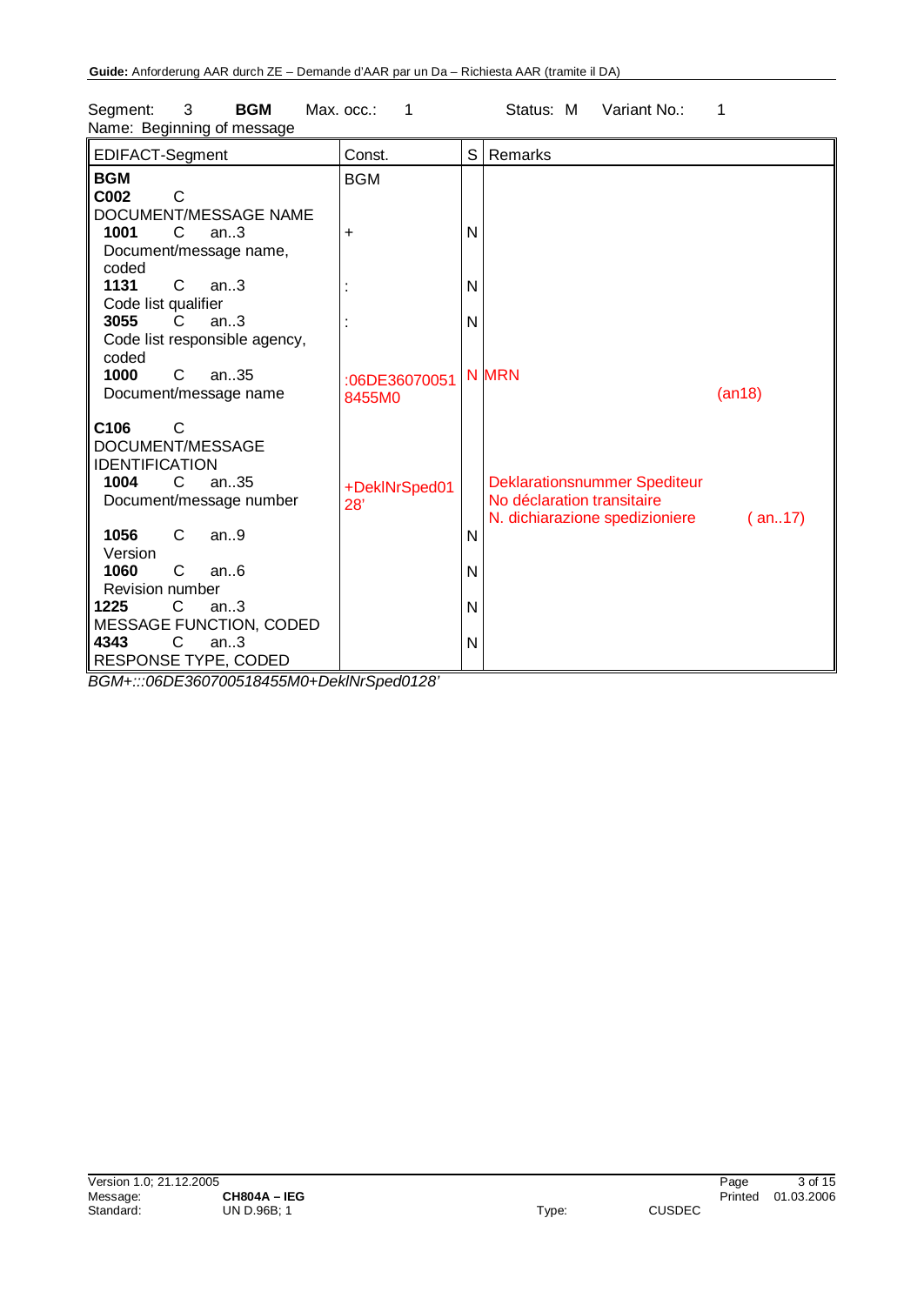Segment: 3 **BGM** Max. occ.: 1 Status: M Variant No.: 1

Name: Beginning of message

| EDIFACT-Segment | Const. | S | Remarks |
|---|---|---|---|
| **BGM** | BGM | | |
| **C002** C DOCUMENT/MESSAGE NAME | | | |
| **1001** C an..3 Document/message name, coded | + | N | |
| **1131** C an..3 Code list qualifier | : | N | |
| **3055** C an..3 Code list responsible agency, coded | : | N | |
| **1000** C an..35 Document/message name | :06DE360700518455M0 | N | MRN (an18) |
| **C106** C DOCUMENT/MESSAGE IDENTIFICATION | | | |
| **1004** C an..35 Document/message number | +DeklNrSped0128' | | Deklarationsnummer Spediteur<br>No déclaration transitaire<br>N. dichiarazione spedizioniere ( an..17) |
| **1056** C an..9 Version | | N | |
| **1060** C an..6 Revision number | | N | |
| **1225** C an..3 MESSAGE FUNCTION, CODED | | N | |
| **4343** C an..3 RESPONSE TYPE, CODED | | N | |

*BGM+:::06DE360700518455M0+DeklNrSped0128'*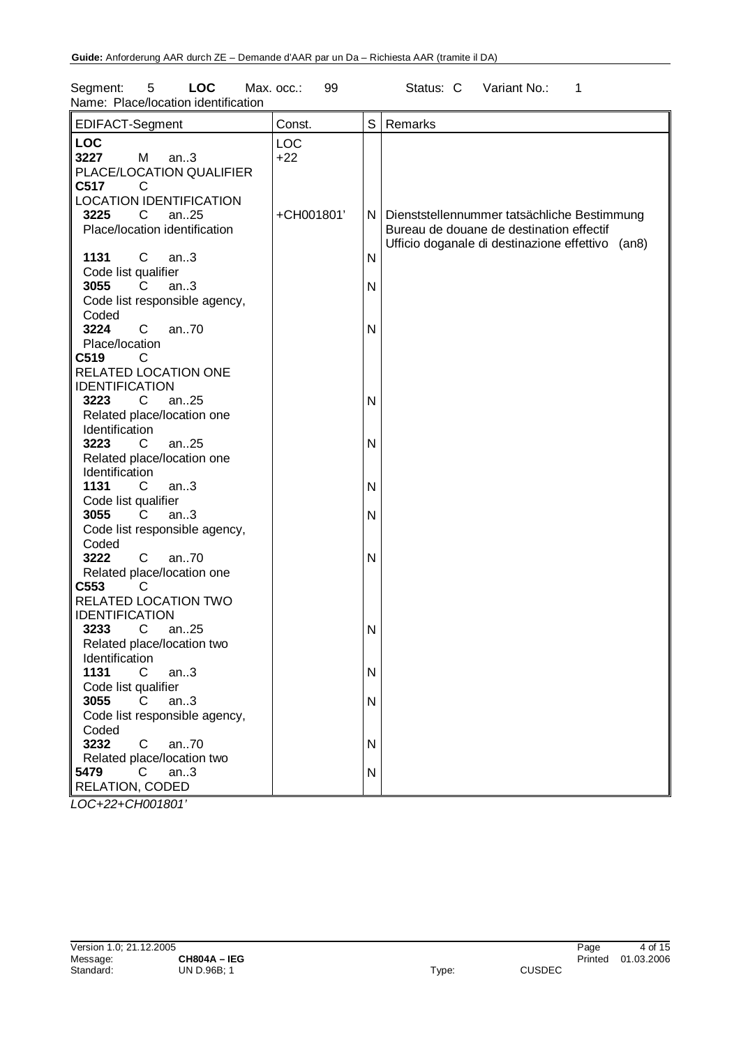Segment: 5 **LOC** Max. occ.: 99 Status: C Variant No.: 1
Name: Place/location identification

| EDIFACT-Segment | Const. | S | Remarks |
|---|---|---|---|
| **LOC** | LOC | | |
| **3227** M an..3 PLACE/LOCATION QUALIFIER | +22 | | |
| **C517** C LOCATION IDENTIFICATION | | | |
| **3225** C an..25 Place/location identification | +CH001801' | N | Dienststellennummer tatsächliche Bestimmung Bureau de douane de destination effectif Ufficio doganale di destinazione effettivo (an8) |
| **1131** C an..3 Code list qualifier | | N | |
| **3055** C an..3 Code list responsible agency, Coded | | N | |
| **3224** C an..70 Place/location | | N | |
| **C519** C RELATED LOCATION ONE IDENTIFICATION | | | |
| **3223** C an..25 Related place/location one Identification | | N | |
| **3223** C an..25 Related place/location one Identification | | N | |
| **1131** C an..3 Code list qualifier | | N | |
| **3055** C an..3 Code list responsible agency, Coded | | N | |
| **3222** C an..70 Related place/location one | | N | |
| **C553** C RELATED LOCATION TWO IDENTIFICATION | | | |
| **3233** C an..25 Related place/location two Identification | | N | |
| **1131** C an..3 Code list qualifier | | N | |
| **3055** C an..3 Code list responsible agency, Coded | | N | |
| **3232** C an..70 Related place/location two | | N | |
| **5479** C an..3 RELATION, CODED | | N | |

*LOC+22+CH001801'*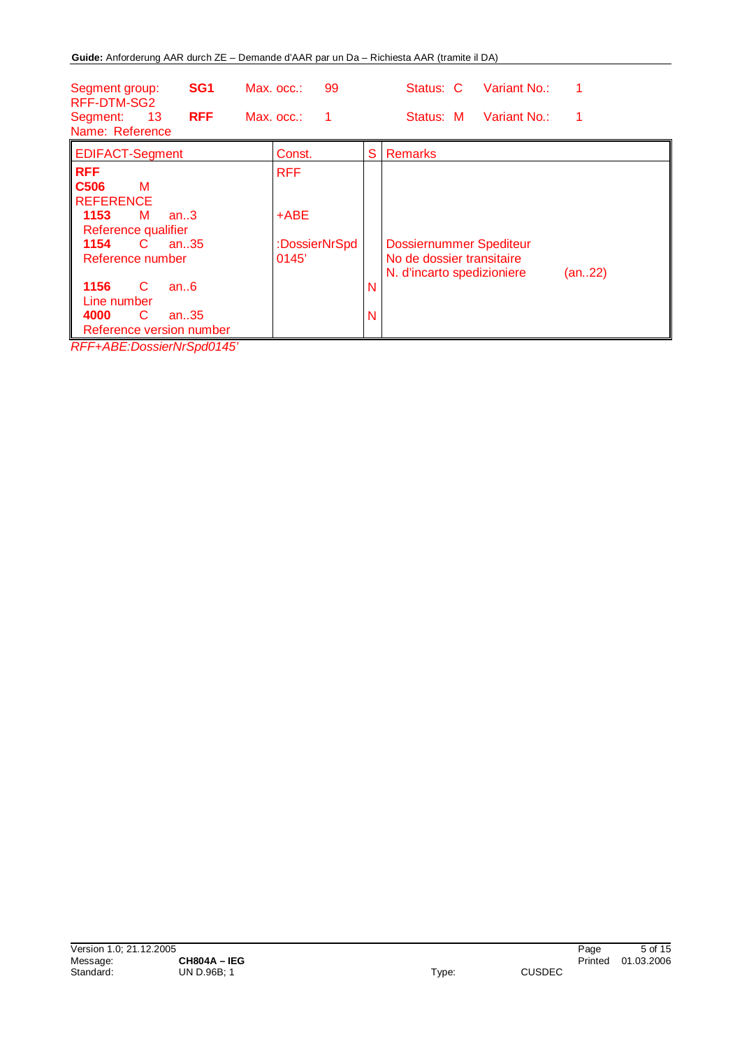| Segment group: | SG1 | Max. occ.: | 99 | Status: C | Variant No.: | 1 |
|---|---|---|---|---|---|---|
| RFF-DTM-SG2 | | | | | | |
| Segment: 13 | RFF | Max. occ.: | 1 | Status: M | Variant No.: | 1 |
| Name: Reference | | | | | | |

| EDIFACT-Segment | Const. | S | Remarks |
|---|---|---|---|
| **RFF** | RFF | | |
| **C506** M<br>REFERENCE | | | |
| **1153** M an..3<br>Reference qualifier | +ABE | | |
| **1154** C an..35<br>Reference number | :DossierNrSpd<br>0145' | | Dossiernummer Spediteur<br>No de dossier transitaire<br>N. d'incarto spedizioniere (an..22) |
| **1156** C an..6<br>Line number | | N | |
| **4000** C an..35<br>Reference version number | | N | |

*RFF+ABE:DossierNrSpd0145'*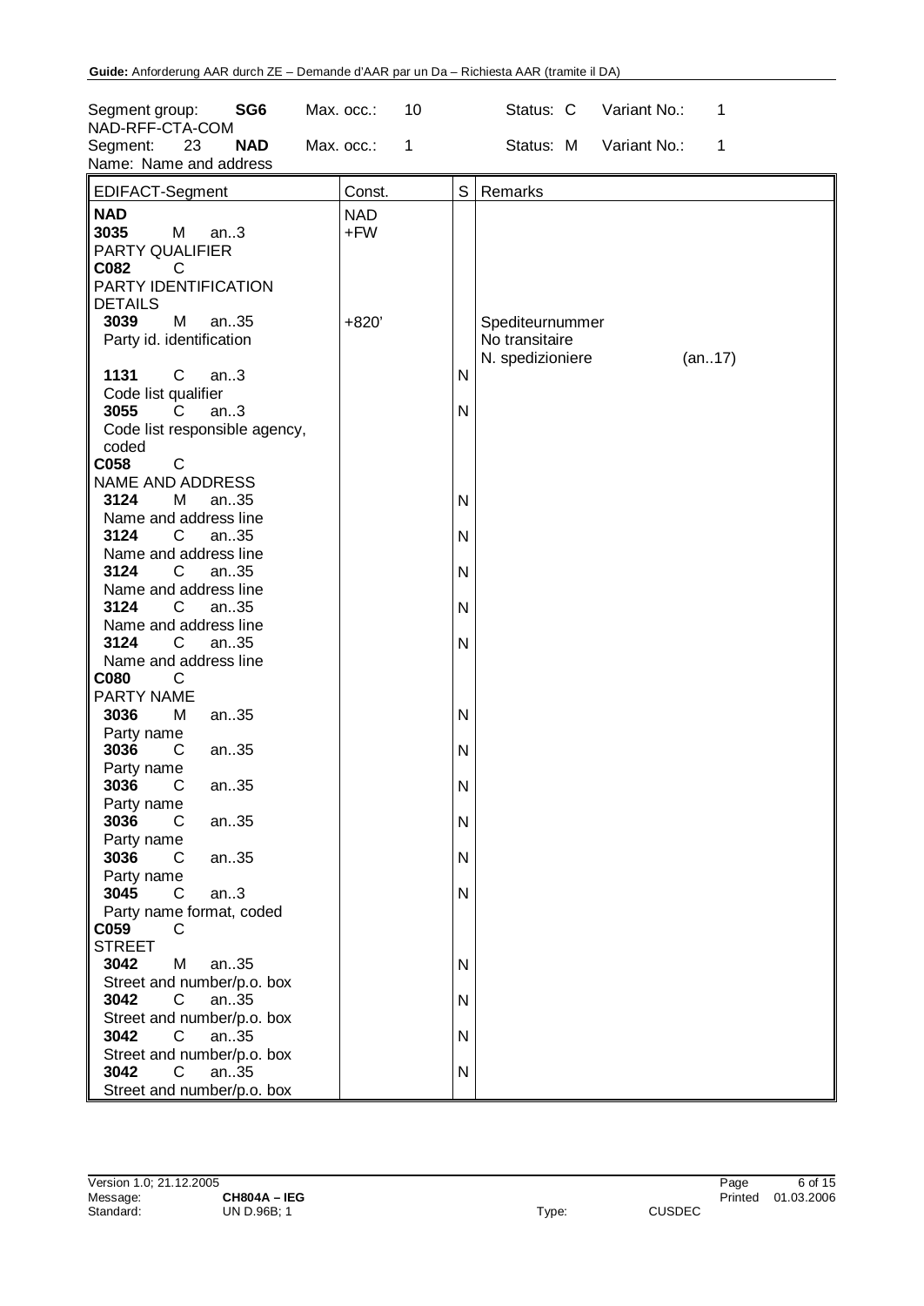Segment group: **SG6** Max. occ.: 10 Status: C Variant No.: 1
NAD-RFF-CTA-COM
Segment: 23 **NAD** Max. occ.: 1 Status: M Variant No.: 1
Name: Name and address

| EDIFACT-Segment | Const. | S | Remarks |
|---|---|---|---|
| **NAD** | NAD | | |
| **3035** M an..3 PARTY QUALIFIER | +FW | | |
| **C082** C PARTY IDENTIFICATION DETAILS | | | |
| **3039** M an..35 Party id. identification | +820' | | Spediteurnummer<br>No transitaire<br>N. spedizioniere (an..17) |
| **1131** C an..3 Code list qualifier | | N | |
| **3055** C an..3 Code list responsible agency, coded | | N | |
| **C058** C NAME AND ADDRESS | | | |
| **3124** M an..35 Name and address line | | N | |
| **3124** C an..35 Name and address line | | N | |
| **3124** C an..35 Name and address line | | N | |
| **3124** C an..35 Name and address line | | N | |
| **3124** C an..35 Name and address line | | N | |
| **C080** C PARTY NAME | | | |
| **3036** M an..35 Party name | | N | |
| **3036** C an..35 Party name | | N | |
| **3036** C an..35 Party name | | N | |
| **3036** C an..35 Party name | | N | |
| **3036** C an..35 Party name | | N | |
| **3045** C an..3 Party name format, coded | | N | |
| **C059** C STREET | | | |
| **3042** M an..35 Street and number/p.o. box | | N | |
| **3042** C an..35 Street and number/p.o. box | | N | |
| **3042** C an..35 Street and number/p.o. box | | N | |
| **3042** C an..35 Street and number/p.o. box | | N | |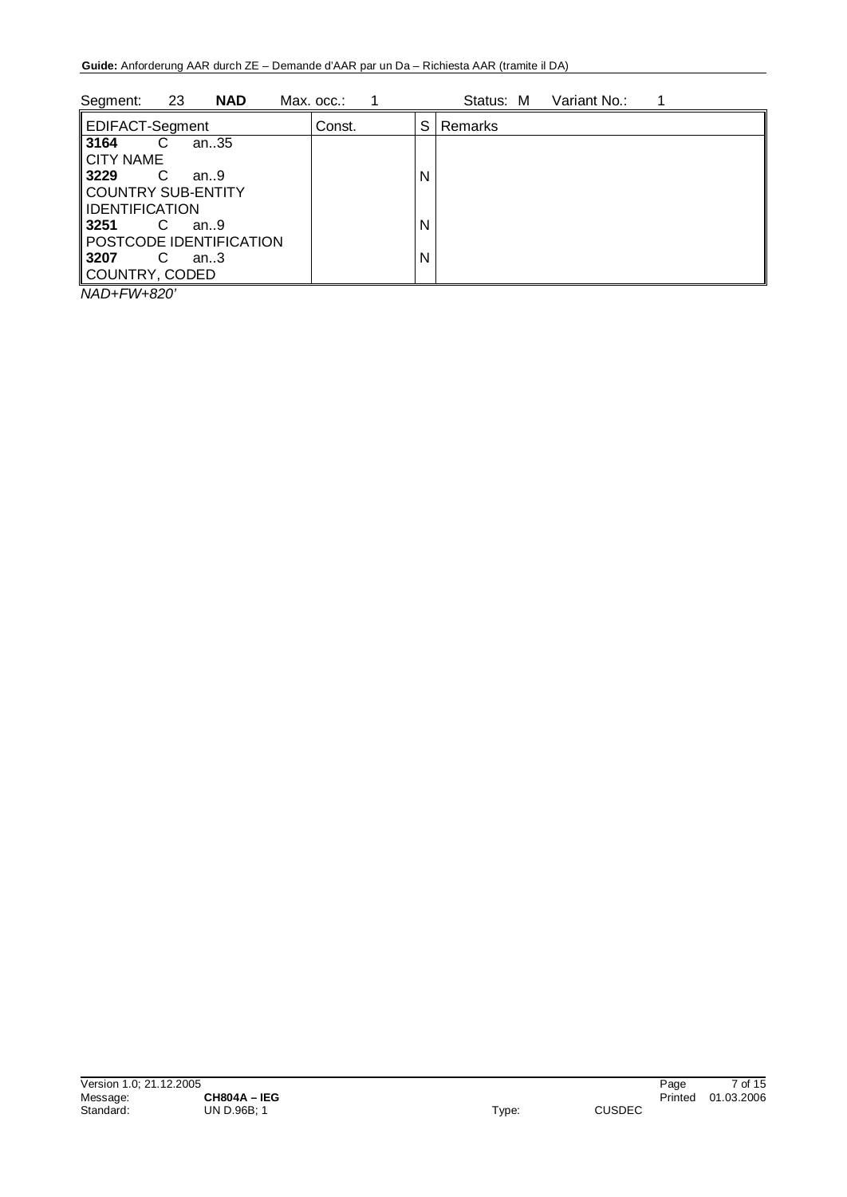Segment: 23 **NAD** Max. occ.: 1 Status: M Variant No.: 1

| EDIFACT-Segment | Const. | S | Remarks |
|---|---|---|---|
| **3164** C an..35<br>CITY NAME | | | |
| **3229** C an..9<br>COUNTRY SUB-ENTITY IDENTIFICATION | | N | |
| **3251** C an..9<br>POSTCODE IDENTIFICATION | | N | |
| **3207** C an..3<br>COUNTRY, CODED | | N | |

*NAD+FW+820'*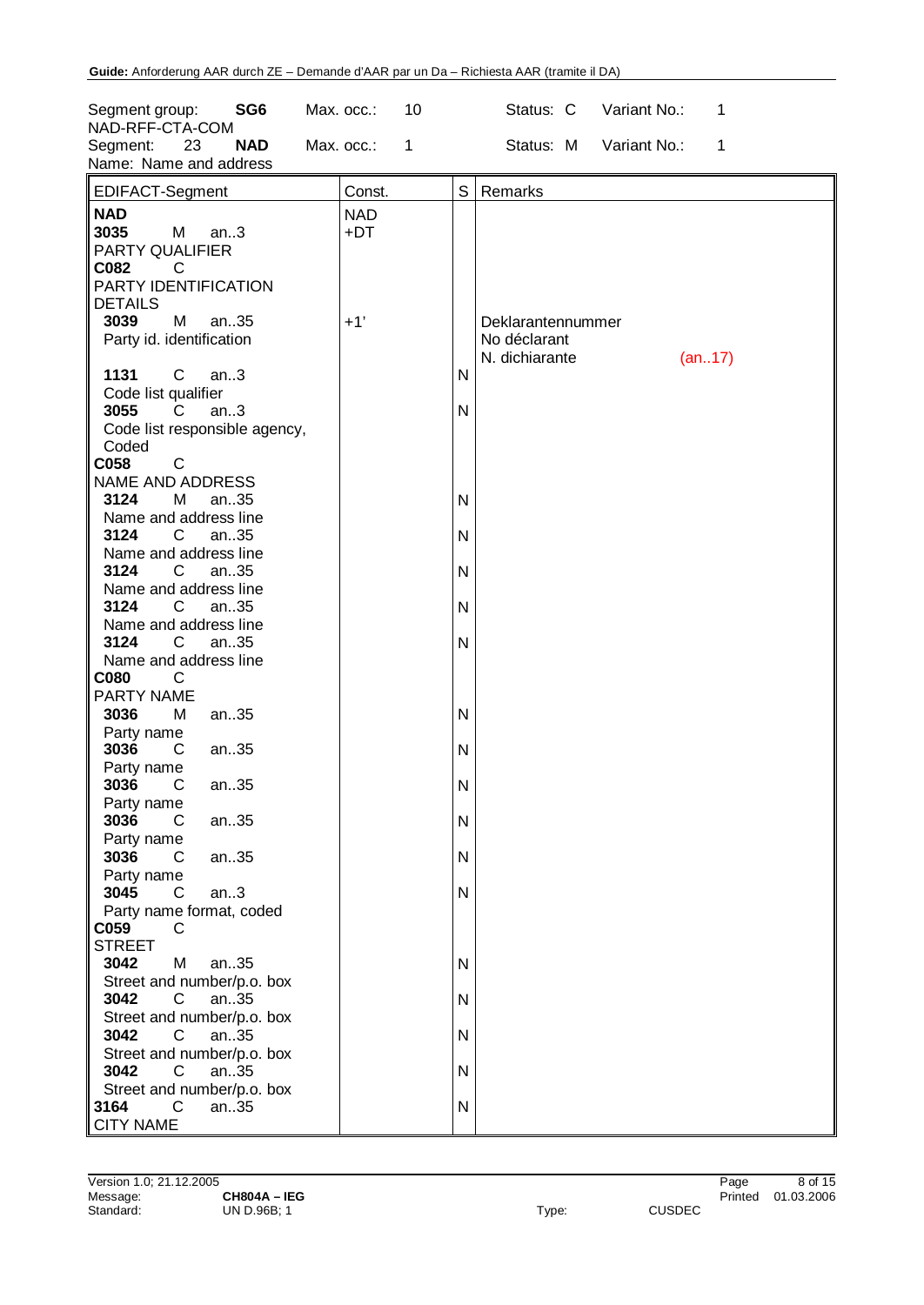Segment group: **SG6** Max. occ.: 10 Status: C Variant No.: 1
NAD-RFF-CTA-COM

Segment: 23 **NAD** Max. occ.: 1 Status: M Variant No.: 1
Name: Name and address

| EDIFACT-Segment | Const. | S | Remarks |
|---|---|---|---|
| **NAD** | NAD | | |
| **3035** M an..3 PARTY QUALIFIER | +DT | | |
| **C082** C PARTY IDENTIFICATION DETAILS | | | |
| **3039** M an..35 Party id. identification | +1' | | Deklarantennummer<br>No déclarant<br>N. dichiarante (an..17) |
| **1131** C an..3 Code list qualifier | | N | |
| **3055** C an..3 Code list responsible agency, Coded | | N | |
| **C058** C NAME AND ADDRESS | | | |
| **3124** M an..35 Name and address line | | N | |
| **3124** C an..35 Name and address line | | N | |
| **3124** C an..35 Name and address line | | N | |
| **3124** C an..35 Name and address line | | N | |
| **3124** C an..35 Name and address line | | N | |
| **C080** C PARTY NAME | | | |
| **3036** M an..35 Party name | | N | |
| **3036** C an..35 Party name | | N | |
| **3036** C an..35 Party name | | N | |
| **3036** C an..35 Party name | | N | |
| **3036** C an..35 Party name | | N | |
| **3045** C an..3 Party name format, coded | | N | |
| **C059** C STREET | | | |
| **3042** M an..35 Street and number/p.o. box | | N | |
| **3042** C an..35 Street and number/p.o. box | | N | |
| **3042** C an..35 Street and number/p.o. box | | N | |
| **3042** C an..35 Street and number/p.o. box | | N | |
| **3164** C an..35 CITY NAME | | N | |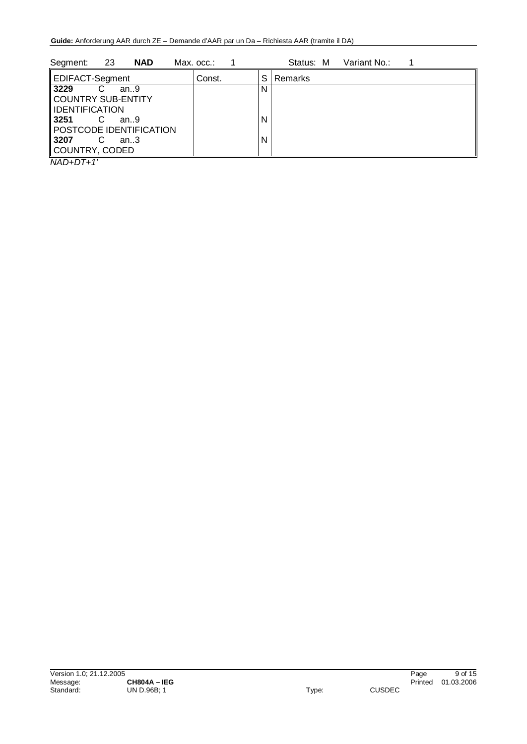Segment: 23 **NAD** Max. occ.: 1 Status: M Variant No.: 1

| EDIFACT-Segment | Const. | S | Remarks |
| --- | --- | --- | --- |
| **3229** C an..9 COUNTRY SUB-ENTITY IDENTIFICATION | | N | |
| **3251** C an..9 POSTCODE IDENTIFICATION | | N | |
| **3207** C an..3 COUNTRY, CODED | | N | |

*NAD+DT+1'*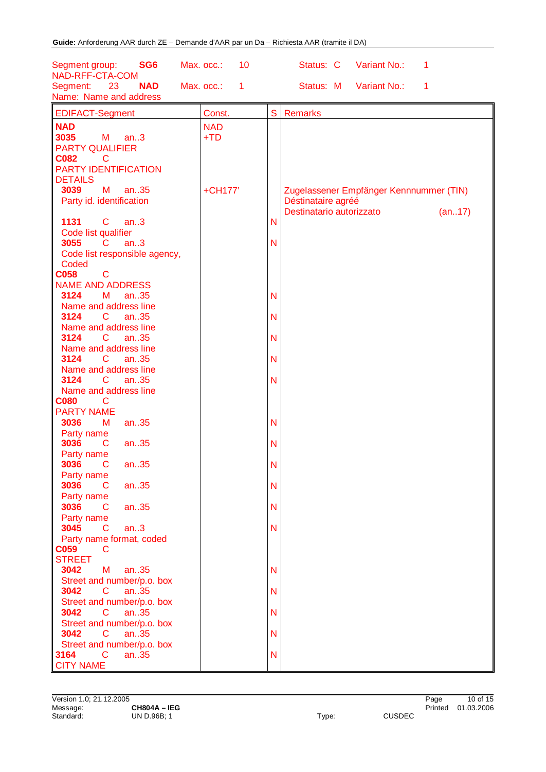Segment group: **SG6** Max. occ.: 10 Status: C Variant No.: 1
NAD-RFF-CTA-COM
Segment: 23 **NAD** Max. occ.: 1 Status: M Variant No.: 1
Name: Name and address

| EDIFACT-Segment | Const. | S | Remarks |
|---|---|---|---|
| **NAD** | NAD | | |
| **3035** M an..3<br>PARTY QUALIFIER | +TD | | |
| **C082** C<br>PARTY IDENTIFICATION DETAILS | | | |
| **3039** M an..35<br>Party id. identification | +CH177' | | Zugelassener Empfänger Kennnummer (TIN)<br>Déstinataire agréé<br>Destinatario autorizzato (an..17) |
| **1131** C an..3<br>Code list qualifier | | N | |
| **3055** C an..3<br>Code list responsible agency, Coded | | N | |
| **C058** C<br>NAME AND ADDRESS | | | |
| **3124** M an..35<br>Name and address line | | N | |
| **3124** C an..35<br>Name and address line | | N | |
| **3124** C an..35<br>Name and address line | | N | |
| **3124** C an..35<br>Name and address line | | N | |
| **3124** C an..35<br>Name and address line | | N | |
| **C080** C<br>PARTY NAME | | | |
| **3036** M an..35<br>Party name | | N | |
| **3036** C an..35<br>Party name | | N | |
| **3036** C an..35<br>Party name | | N | |
| **3036** C an..35<br>Party name | | N | |
| **3036** C an..35<br>Party name | | N | |
| **3045** C an..3<br>Party name format, coded | | N | |
| **C059** C<br>STREET | | | |
| **3042** M an..35<br>Street and number/p.o. box | | N | |
| **3042** C an..35<br>Street and number/p.o. box | | N | |
| **3042** C an..35<br>Street and number/p.o. box | | N | |
| **3042** C an..35<br>Street and number/p.o. box | | N | |
| **3164** C an..35<br>CITY NAME | | N | |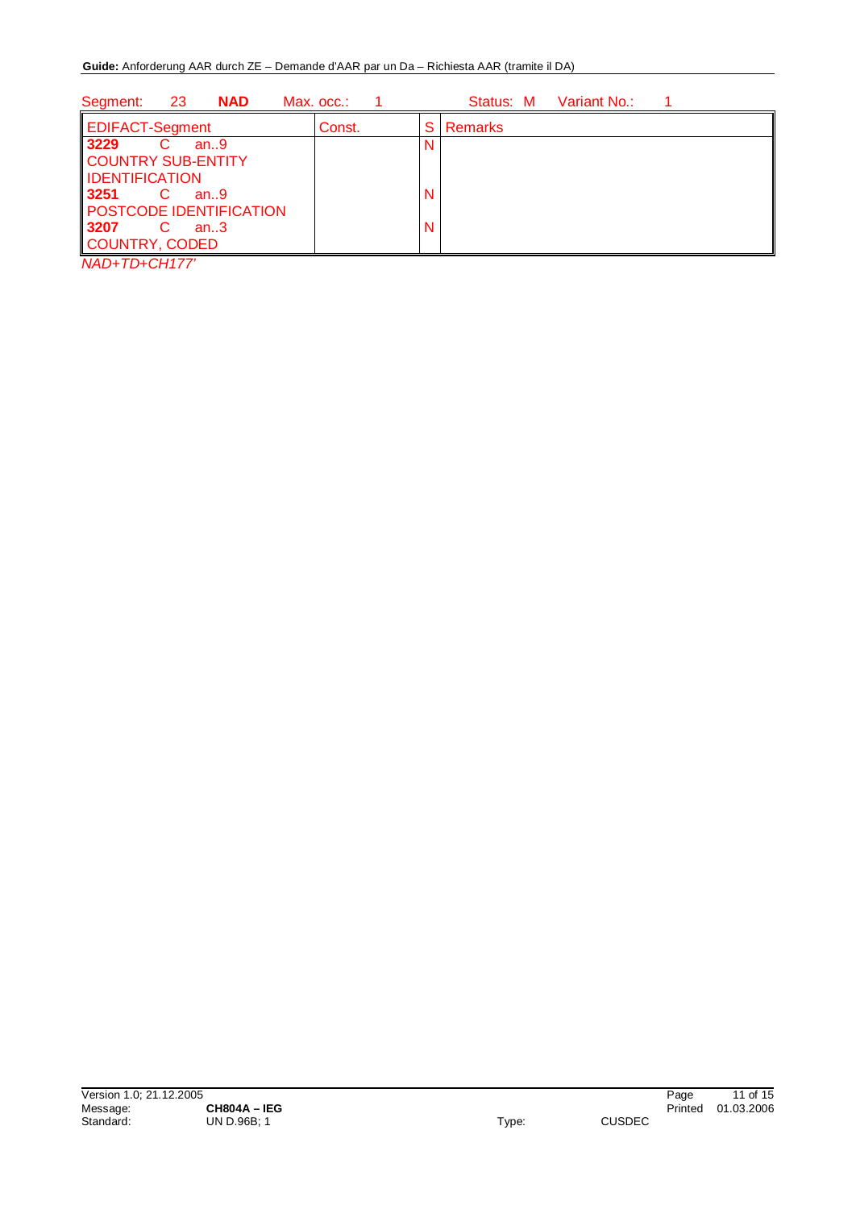Segment: 23 **NAD** Max. occ.: 1 Status: M Variant No.: 1

| EDIFACT-Segment | Const. | S | Remarks |
|---|---|---|---|
| **3229** C an..9 COUNTRY SUB-ENTITY IDENTIFICATION | | N | |
| **3251** C an..9 POSTCODE IDENTIFICATION | | N | |
| **3207** C an..3 COUNTRY, CODED | | N | |

*NAD+TD+CH177'*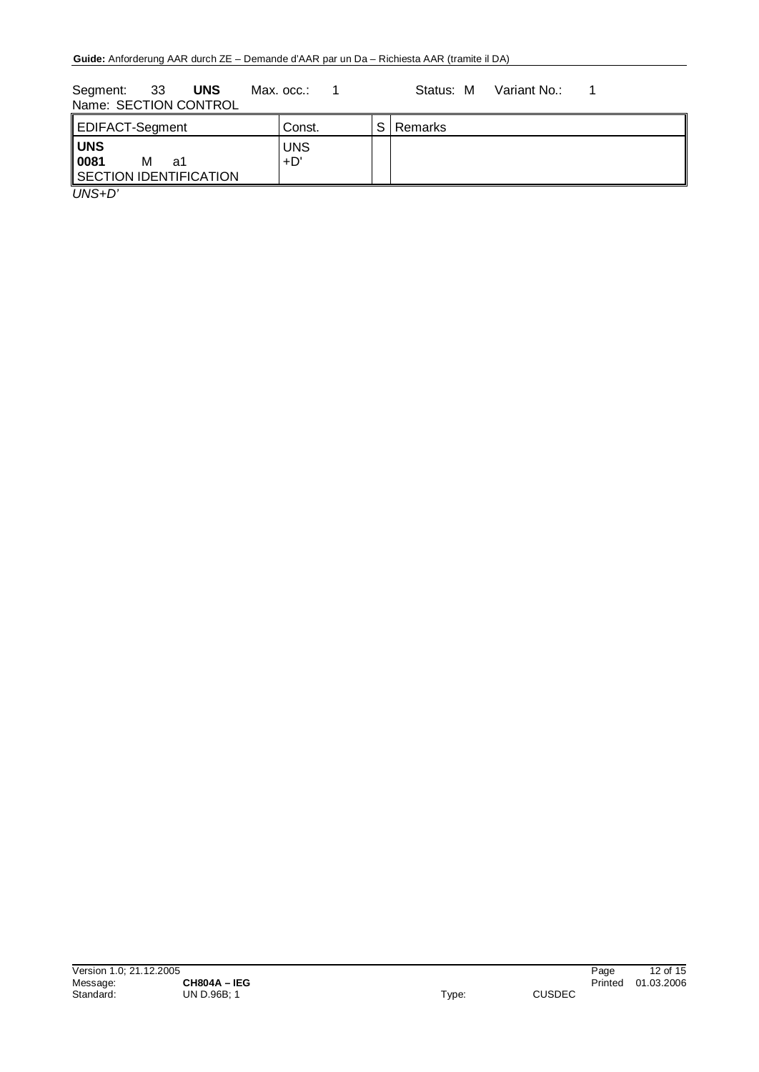Segment: 33 **UNS** Max. occ.: 1 Status: M Variant No.: 1
Name: SECTION CONTROL

| EDIFACT-Segment | Const. | S | Remarks |
|---|---|---|---|
| **UNS**<br>**0081** M a1<br>SECTION IDENTIFICATION | UNS<br>+D' | | |

*UNS+D'*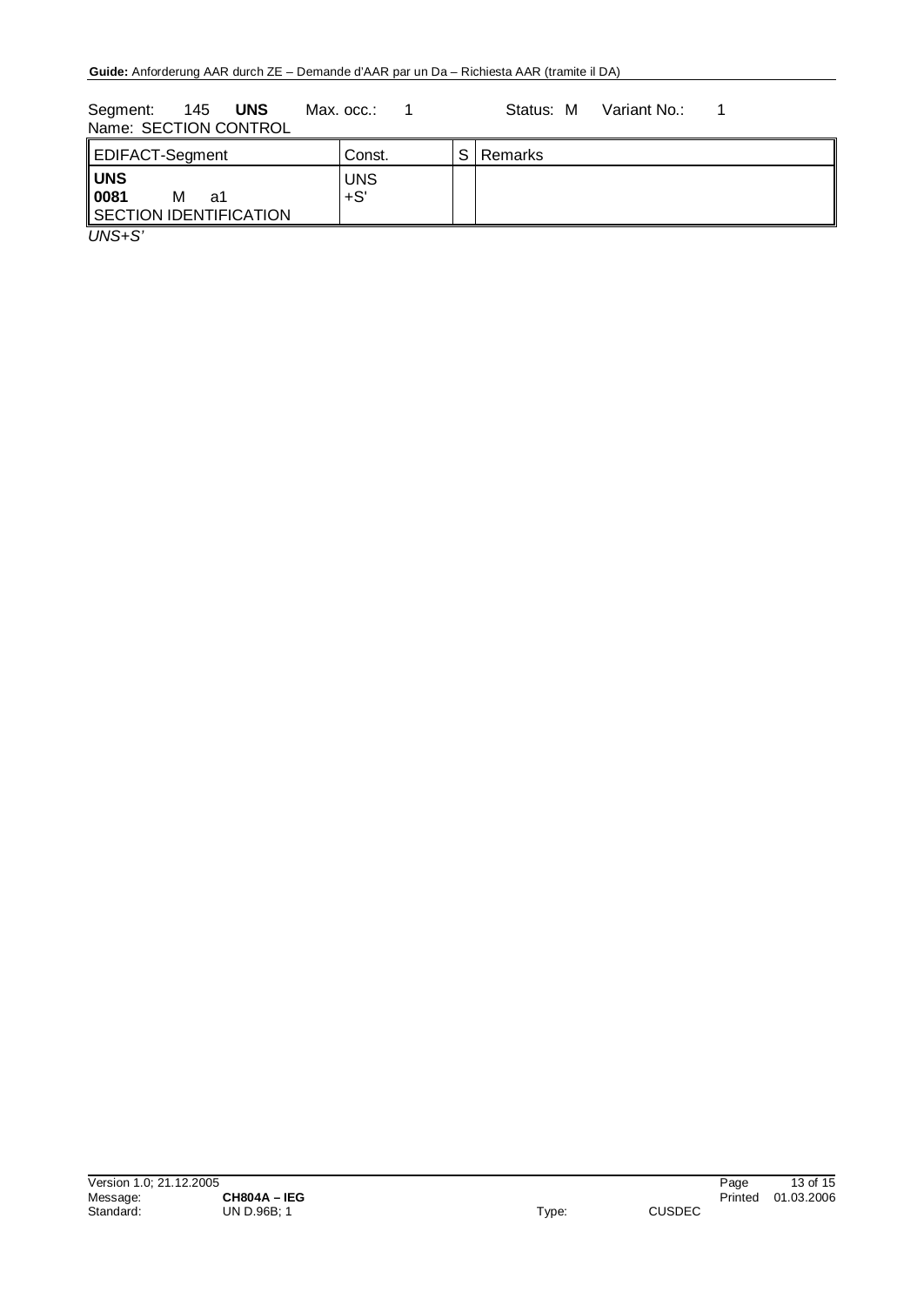Segment: 145 **UNS** Max. occ.: 1 Status: M Variant No.: 1
Name: SECTION CONTROL

| EDIFACT-Segment | Const. | S | Remarks |
|---|---|---|---|
| **UNS**<br>**0081** M a1<br>SECTION IDENTIFICATION | UNS<br>+S' | | |

*UNS+S'*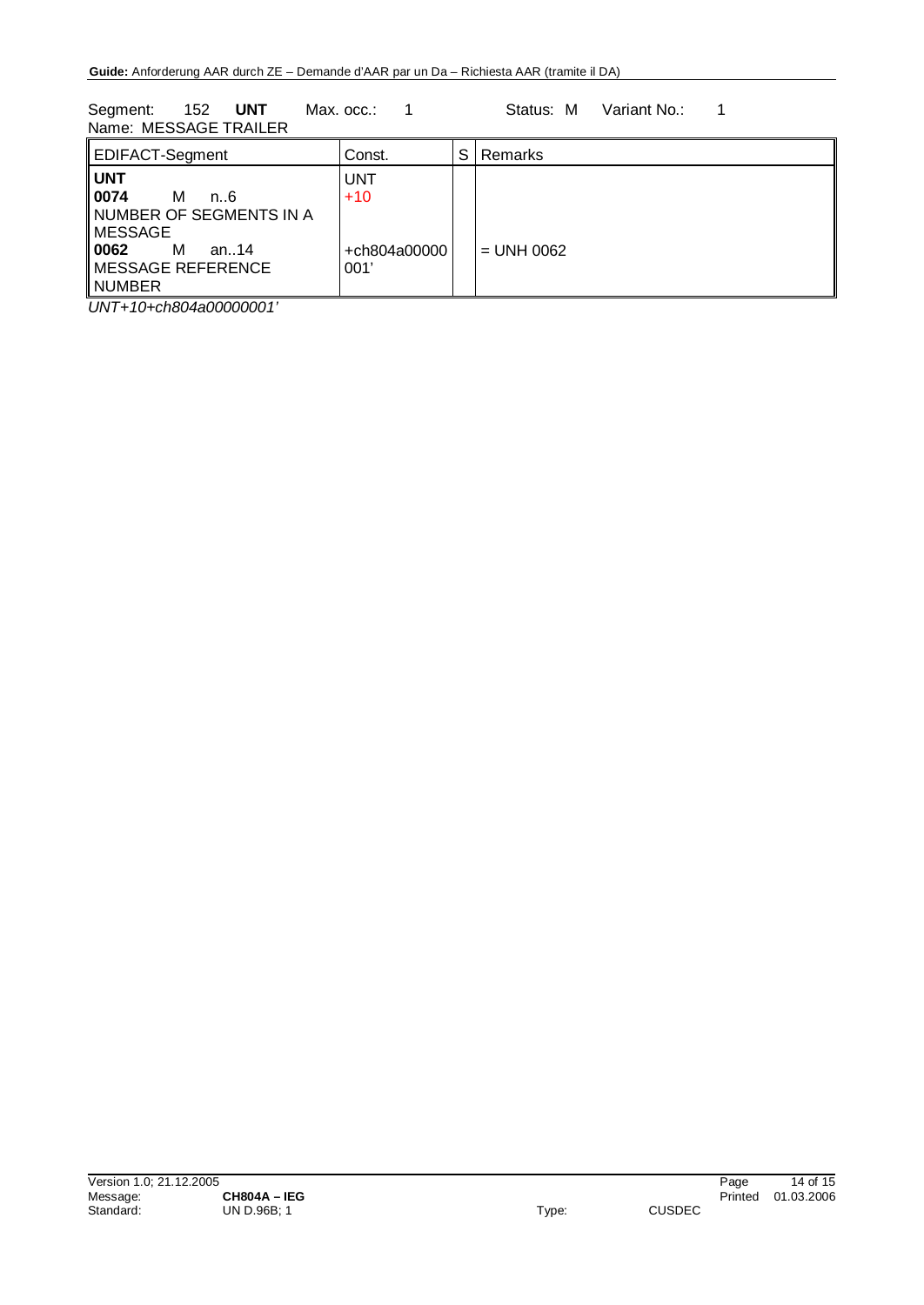Segment: 152 **UNT** Max. occ.: 1 Status: M Variant No.: 1
Name: MESSAGE TRAILER

| EDIFACT-Segment | Const. | S | Remarks |
|---|---|---|---|
| **UNT** | UNT | | |
| **0074** M n..6 NUMBER OF SEGMENTS IN A MESSAGE | +10 | | |
| **0062** M an..14 MESSAGE REFERENCE NUMBER | +ch804a00000001' | | = UNH 0062 |

*UNT+10+ch804a00000001'*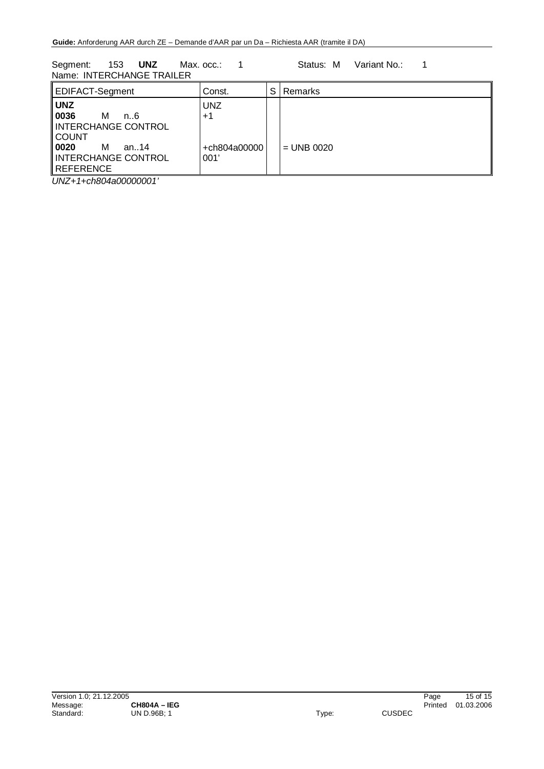Segment: 153 **UNZ** Max. occ.: 1 Status: M Variant No.: 1

Name: INTERCHANGE TRAILER

| EDIFACT-Segment | Const. | S | Remarks |
|---|---|---|---|
| **UNZ** | UNZ | | |
| **0036** M n..6 INTERCHANGE CONTROL COUNT | +1 | | |
| **0020** M an..14 INTERCHANGE CONTROL REFERENCE | +ch804a00000001' | | = UNB 0020 |

*UNZ+1+ch804a00000001'*